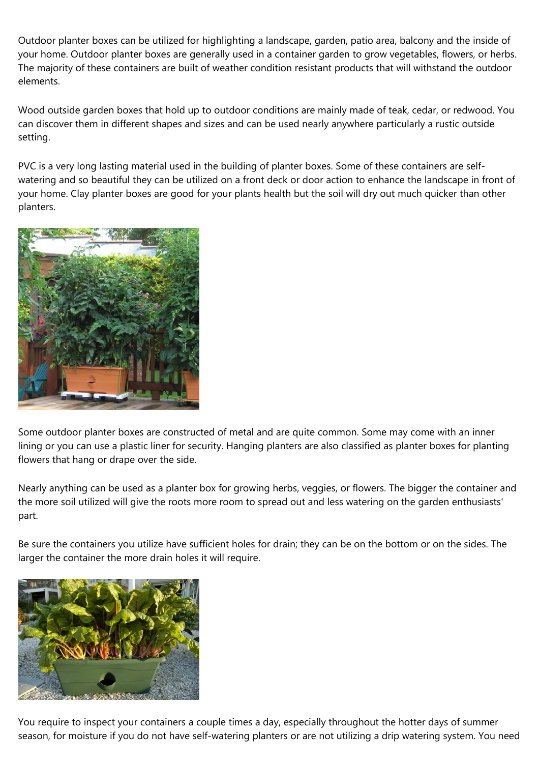Outdoor planter boxes can be utilized for highlighting a landscape, garden, patio area, balcony and the inside of your home. Outdoor planter boxes are generally used in a container garden to grow vegetables, flowers, or herbs. The majority of these containers are built of weather condition resistant products that will withstand the outdoor elements.

Wood outside garden boxes that hold up to outdoor conditions are mainly made of teak, cedar, or redwood. You can discover them in different shapes and sizes and can be used nearly anywhere particularly a rustic outside setting.

PVC is a very long lasting material used in the building of planter boxes. Some of these containers are self-watering and so beautiful they can be utilized on a front deck or door action to enhance the landscape in front of your home. Clay planter boxes are good for your plants health but the soil will dry out much quicker than other planters.

Some outdoor planter boxes are constructed of metal and are quite common. Some may come with an inner lining or you can use a plastic liner for security. Hanging planters are also classified as planter boxes for planting flowers that hang or drape over the side.

Nearly anything can be used as a planter box for growing herbs, veggies, or flowers. The bigger the container and the more soil utilized will give the roots more room to spread out and less watering on the garden enthusiasts' part.

Be sure the containers you utilize have sufficient holes for drain; they can be on the bottom or on the sides. The larger the container the more drain holes it will require.

You require to inspect your containers a couple times a day, especially throughout the hotter days of summer season, for moisture if you do not have self-watering planters or are not utilizing a drip watering system. You need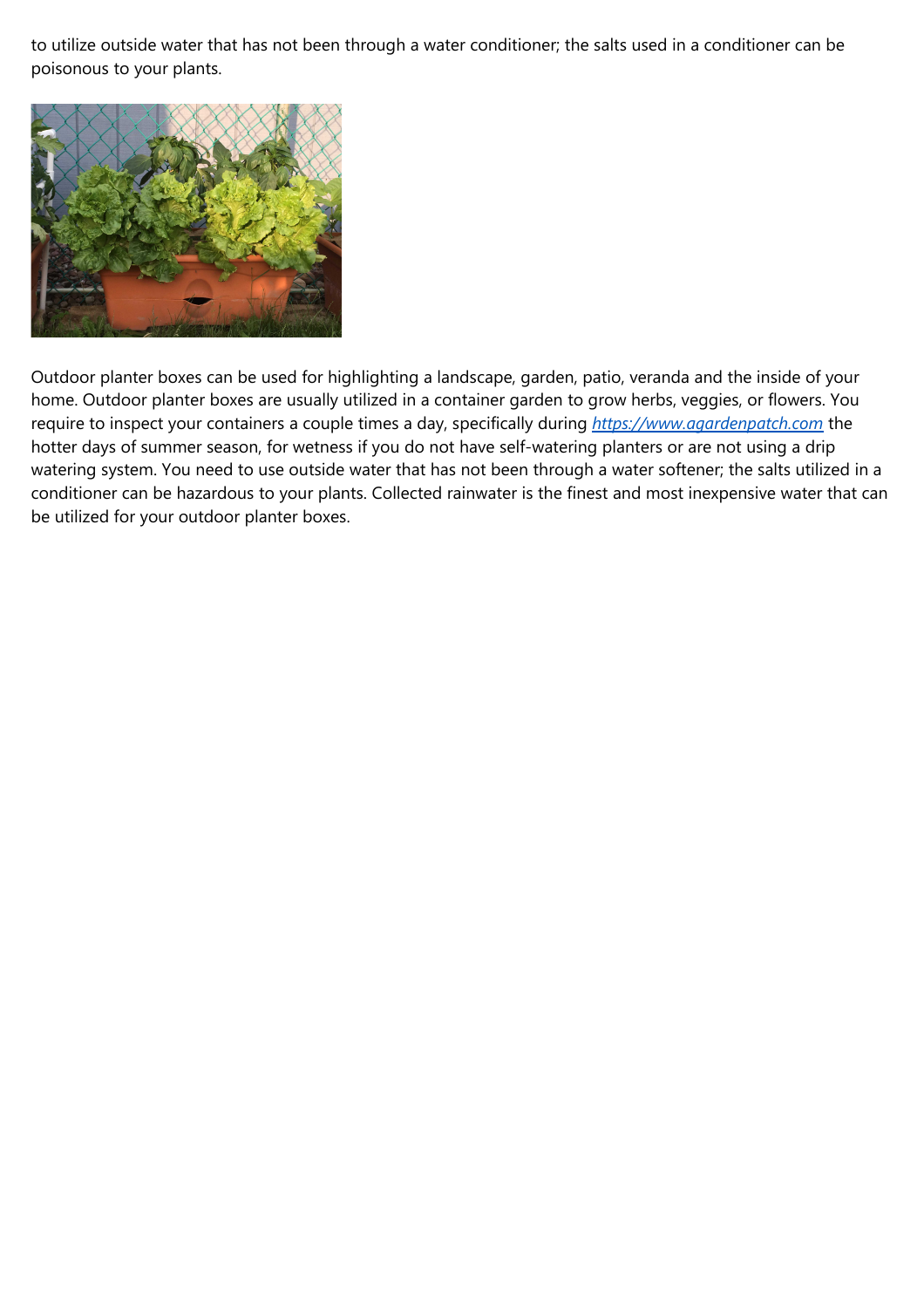to utilize outside water that has not been through a water conditioner; the salts used in a conditioner can be poisonous to your plants.

Outdoor planter boxes can be used for highlighting a landscape, garden, patio, veranda and the inside of your home. Outdoor planter boxes are usually utilized in a container garden to grow herbs, veggies, or flowers. You require to inspect your containers a couple times a day, specifically during *https://www.agardenpatch.com* the hotter days of summer season, for wetness if you do not have self-watering planters or are not using a drip watering system. You need to use outside water that has not been through a water softener; the salts utilized in a conditioner can be hazardous to your plants. Collected rainwater is the finest and most inexpensive water that can be utilized for your outdoor planter boxes.